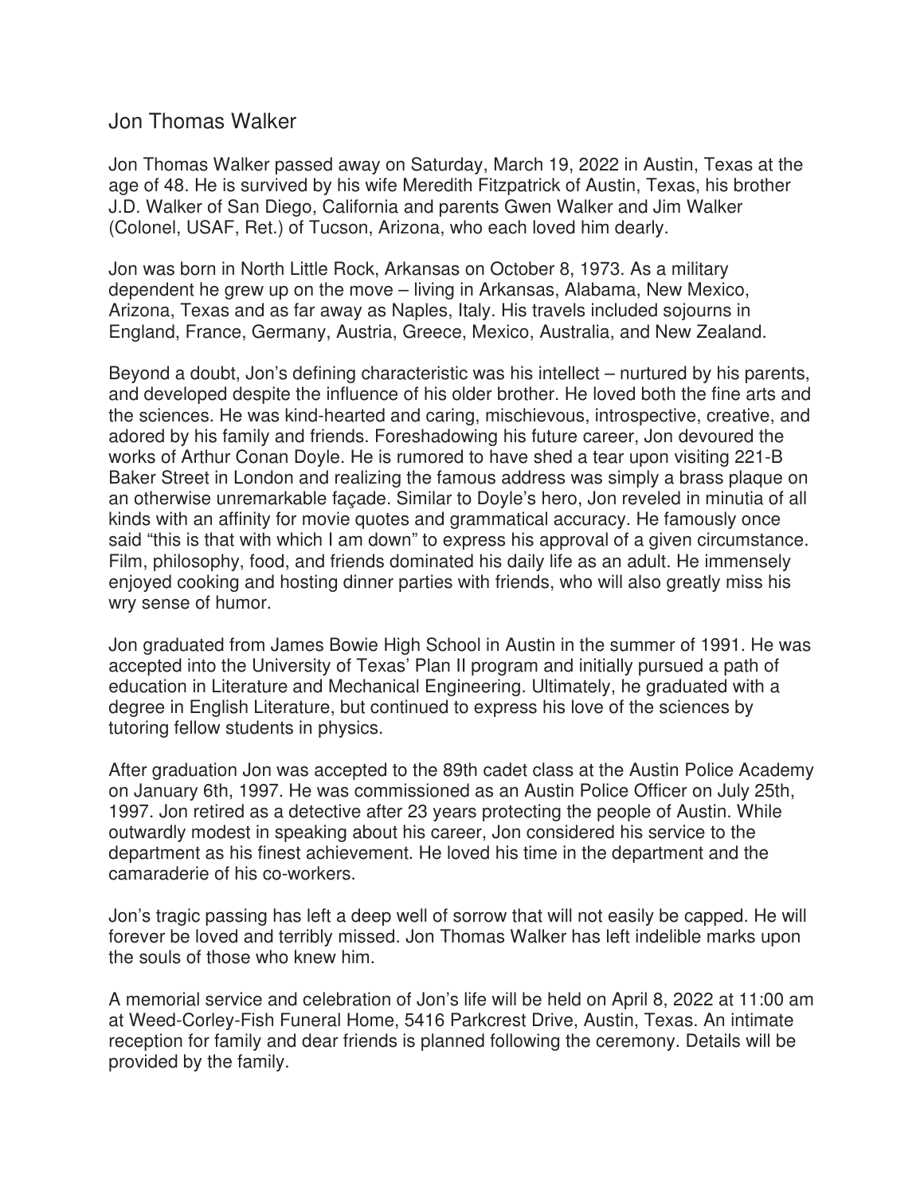# Jon Thomas Walker

Jon Thomas Walker passed away on Saturday, March 19, 2022 in Austin, Texas at the age of 48. He is survived by his wife Meredith Fitzpatrick of Austin, Texas, his brother J.D. Walker of San Diego, California and parents Gwen Walker and Jim Walker (Colonel, USAF, Ret.) of Tucson, Arizona, who each loved him dearly.

Jon was born in North Little Rock, Arkansas on October 8, 1973. As a military dependent he grew up on the move – living in Arkansas, Alabama, New Mexico, Arizona, Texas and as far away as Naples, Italy. His travels included sojourns in England, France, Germany, Austria, Greece, Mexico, Australia, and New Zealand.

Beyond a doubt, Jon's defining characteristic was his intellect – nurtured by his parents, and developed despite the influence of his older brother. He loved both the fine arts and the sciences. He was kind-hearted and caring, mischievous, introspective, creative, and adored by his family and friends. Foreshadowing his future career, Jon devoured the works of Arthur Conan Doyle. He is rumored to have shed a tear upon visiting 221-B Baker Street in London and realizing the famous address was simply a brass plaque on an otherwise unremarkable façade. Similar to Doyle's hero, Jon reveled in minutia of all kinds with an affinity for movie quotes and grammatical accuracy. He famously once said "this is that with which I am down" to express his approval of a given circumstance. Film, philosophy, food, and friends dominated his daily life as an adult. He immensely enjoyed cooking and hosting dinner parties with friends, who will also greatly miss his wry sense of humor.

Jon graduated from James Bowie High School in Austin in the summer of 1991. He was accepted into the University of Texas' Plan II program and initially pursued a path of education in Literature and Mechanical Engineering. Ultimately, he graduated with a degree in English Literature, but continued to express his love of the sciences by tutoring fellow students in physics.

After graduation Jon was accepted to the 89th cadet class at the Austin Police Academy on January 6th, 1997. He was commissioned as an Austin Police Officer on July 25th, 1997. Jon retired as a detective after 23 years protecting the people of Austin. While outwardly modest in speaking about his career, Jon considered his service to the department as his finest achievement. He loved his time in the department and the camaraderie of his co-workers.

Jon's tragic passing has left a deep well of sorrow that will not easily be capped. He will forever be loved and terribly missed. Jon Thomas Walker has left indelible marks upon the souls of those who knew him.

A memorial service and celebration of Jon's life will be held on April 8, 2022 at 11:00 am at Weed-Corley-Fish Funeral Home, 5416 Parkcrest Drive, Austin, Texas. An intimate reception for family and dear friends is planned following the ceremony. Details will be provided by the family.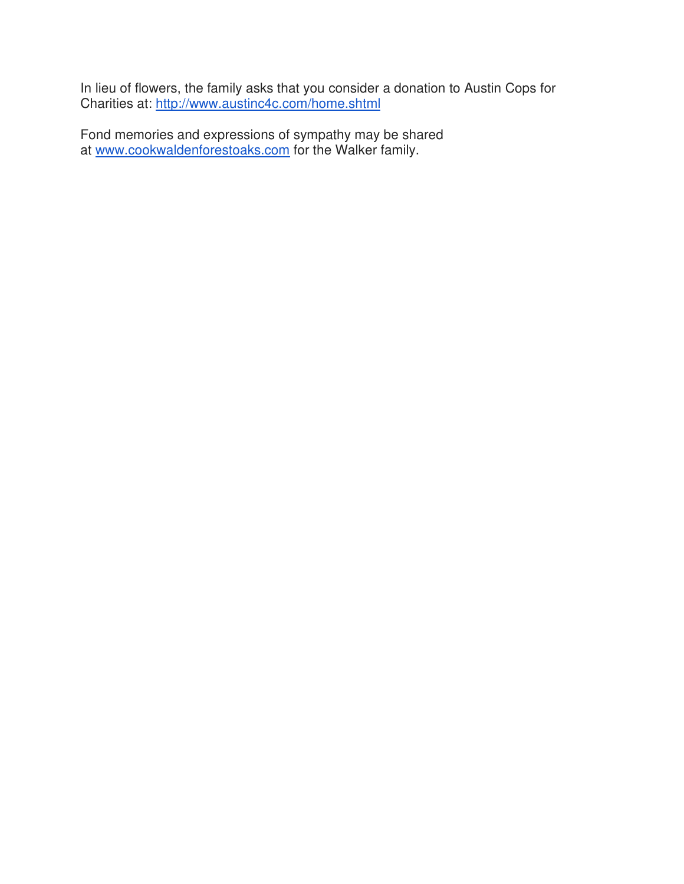In lieu of flowers, the family asks that you consider a donation to Austin Cops for Charities at: http://www.austinc4c.com/home.shtml

Fond memories and expressions of sympathy may be shared at www.cookwaldenforestoaks.com for the Walker family.